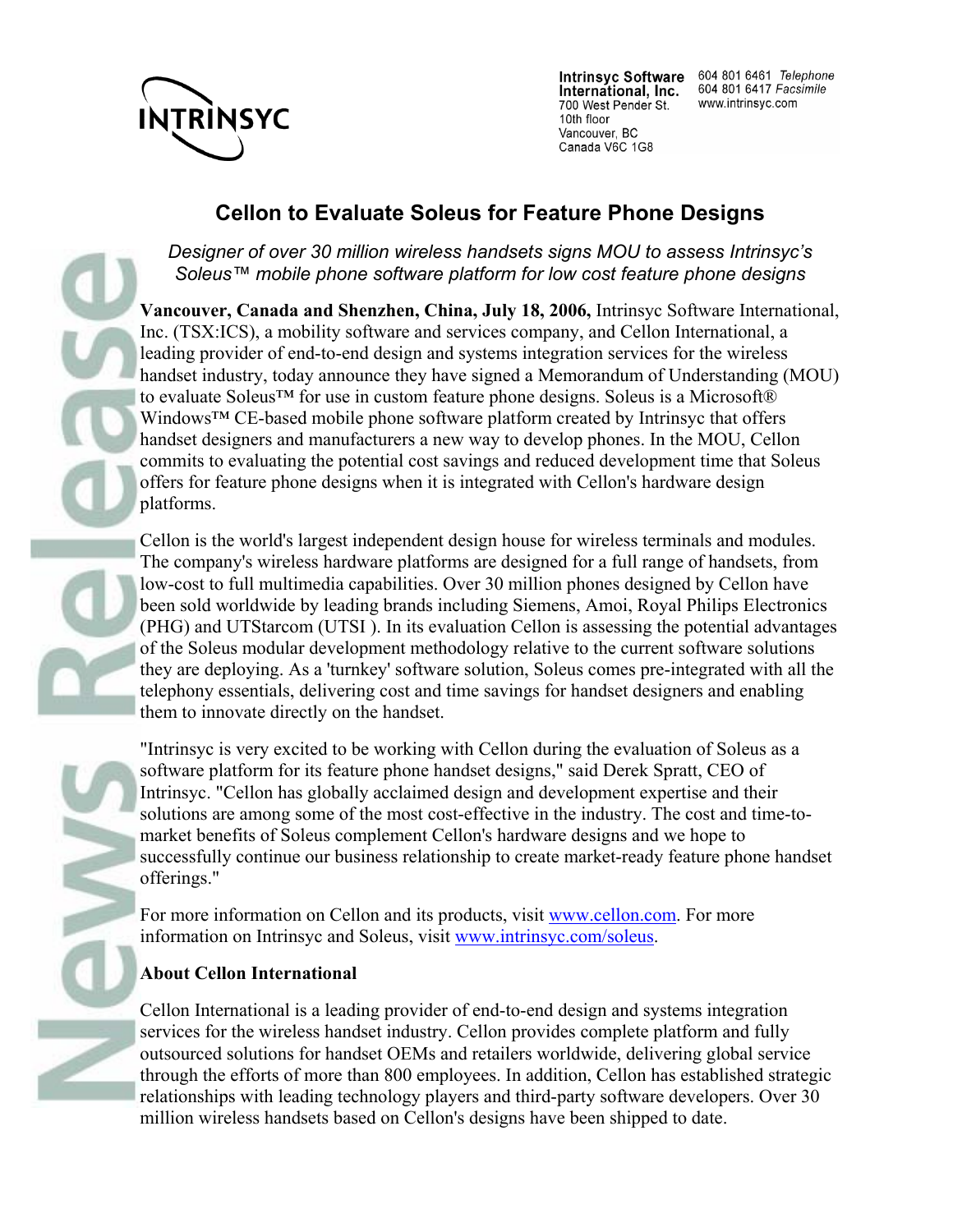INTRINSYC

**Intrinsyc Software International, Inc.**
700 West Pender St.
10th floor
Vancouver, BC
Canada V6C 1G8

604 801 6461 *Telephone*
604 801 6417 *Facsimile*
www.intrinsyc.com

# Cellon to Evaluate Soleus for Feature Phone Designs

*Designer of over 30 million wireless handsets signs MOU to assess Intrinsyc's Soleus™ mobile phone software platform for low cost feature phone designs*

**Vancouver, Canada and Shenzhen, China, July 18, 2006,** Intrinsyc Software International, Inc. (TSX:ICS), a mobility software and services company, and Cellon International, a leading provider of end-to-end design and systems integration services for the wireless handset industry, today announce they have signed a Memorandum of Understanding (MOU) to evaluate Soleus™ for use in custom feature phone designs. Soleus is a Microsoft® Windows™ CE-based mobile phone software platform created by Intrinsyc that offers handset designers and manufacturers a new way to develop phones. In the MOU, Cellon commits to evaluating the potential cost savings and reduced development time that Soleus offers for feature phone designs when it is integrated with Cellon's hardware design platforms.

Cellon is the world's largest independent design house for wireless terminals and modules. The company's wireless hardware platforms are designed for a full range of handsets, from low-cost to full multimedia capabilities. Over 30 million phones designed by Cellon have been sold worldwide by leading brands including Siemens, Amoi, Royal Philips Electronics (PHG) and UTStarcom (UTSI ). In its evaluation Cellon is assessing the potential advantages of the Soleus modular development methodology relative to the current software solutions they are deploying. As a 'turnkey' software solution, Soleus comes pre-integrated with all the telephony essentials, delivering cost and time savings for handset designers and enabling them to innovate directly on the handset.

"Intrinsyc is very excited to be working with Cellon during the evaluation of Soleus as a software platform for its feature phone handset designs," said Derek Spratt, CEO of Intrinsyc. "Cellon has globally acclaimed design and development expertise and their solutions are among some of the most cost-effective in the industry. The cost and time-to-market benefits of Soleus complement Cellon's hardware designs and we hope to successfully continue our business relationship to create market-ready feature phone handset offerings."

For more information on Cellon and its products, visit www.cellon.com. For more information on Intrinsyc and Soleus, visit www.intrinsyc.com/soleus.

**About Cellon International**

Cellon International is a leading provider of end-to-end design and systems integration services for the wireless handset industry. Cellon provides complete platform and fully outsourced solutions for handset OEMs and retailers worldwide, delivering global service through the efforts of more than 800 employees. In addition, Cellon has established strategic relationships with leading technology players and third-party software developers. Over 30 million wireless handsets based on Cellon's designs have been shipped to date.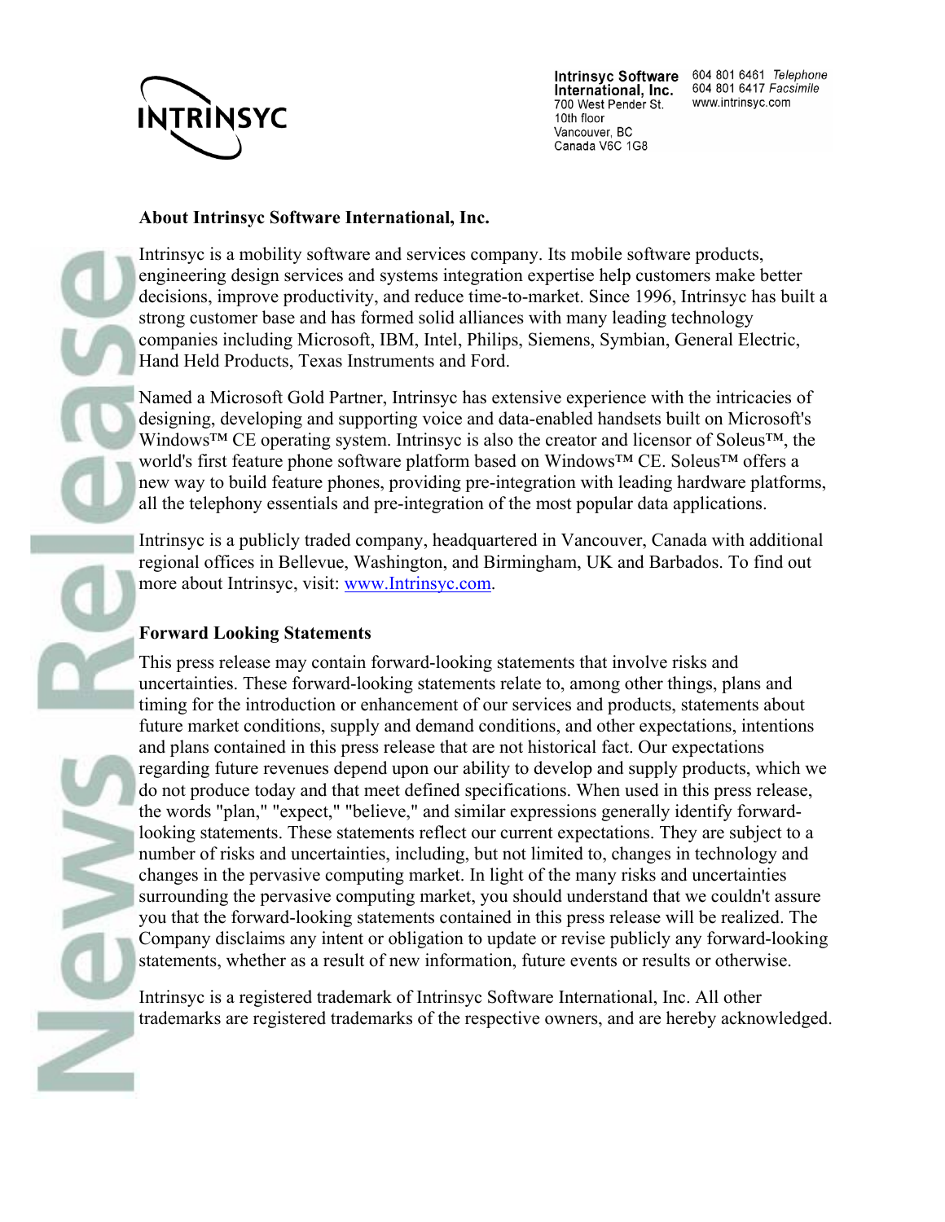## About Intrinsyc Software International, Inc.

Intrinsyc is a mobility software and services company. Its mobile software products, engineering design services and systems integration expertise help customers make better decisions, improve productivity, and reduce time-to-market. Since 1996, Intrinsyc has built a strong customer base and has formed solid alliances with many leading technology companies including Microsoft, IBM, Intel, Philips, Siemens, Symbian, General Electric, Hand Held Products, Texas Instruments and Ford.

Named a Microsoft Gold Partner, Intrinsyc has extensive experience with the intricacies of designing, developing and supporting voice and data-enabled handsets built on Microsoft's Windows™ CE operating system. Intrinsyc is also the creator and licensor of Soleus™, the world's first feature phone software platform based on Windows™ CE. Soleus™ offers a new way to build feature phones, providing pre-integration with leading hardware platforms, all the telephony essentials and pre-integration of the most popular data applications.

Intrinsyc is a publicly traded company, headquartered in Vancouver, Canada with additional regional offices in Bellevue, Washington, and Birmingham, UK and Barbados. To find out more about Intrinsyc, visit: www.Intrinsyc.com.

## Forward Looking Statements

This press release may contain forward-looking statements that involve risks and uncertainties. These forward-looking statements relate to, among other things, plans and timing for the introduction or enhancement of our services and products, statements about future market conditions, supply and demand conditions, and other expectations, intentions and plans contained in this press release that are not historical fact. Our expectations regarding future revenues depend upon our ability to develop and supply products, which we do not produce today and that meet defined specifications. When used in this press release, the words "plan," "expect," "believe," and similar expressions generally identify forward-looking statements. These statements reflect our current expectations. They are subject to a number of risks and uncertainties, including, but not limited to, changes in technology and changes in the pervasive computing market. In light of the many risks and uncertainties surrounding the pervasive computing market, you should understand that we couldn't assure you that the forward-looking statements contained in this press release will be realized. The Company disclaims any intent or obligation to update or revise publicly any forward-looking statements, whether as a result of new information, future events or results or otherwise.

Intrinsyc is a registered trademark of Intrinsyc Software International, Inc. All other trademarks are registered trademarks of the respective owners, and are hereby acknowledged.